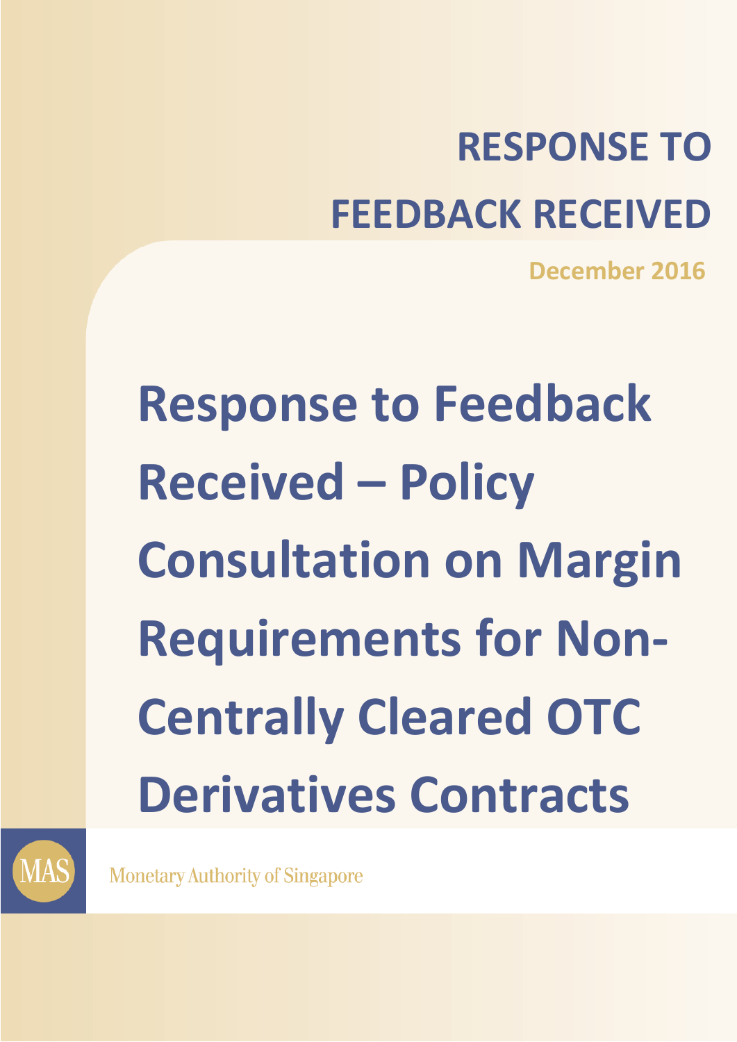# RESPONSE TO FEEDBACK RECEIVED

**December 2016**

# Response to Feedback Received – Policy Consultation on Margin Requirements for Non-Centrally Cleared OTC Derivatives Contracts

Monetary Authority of Singapore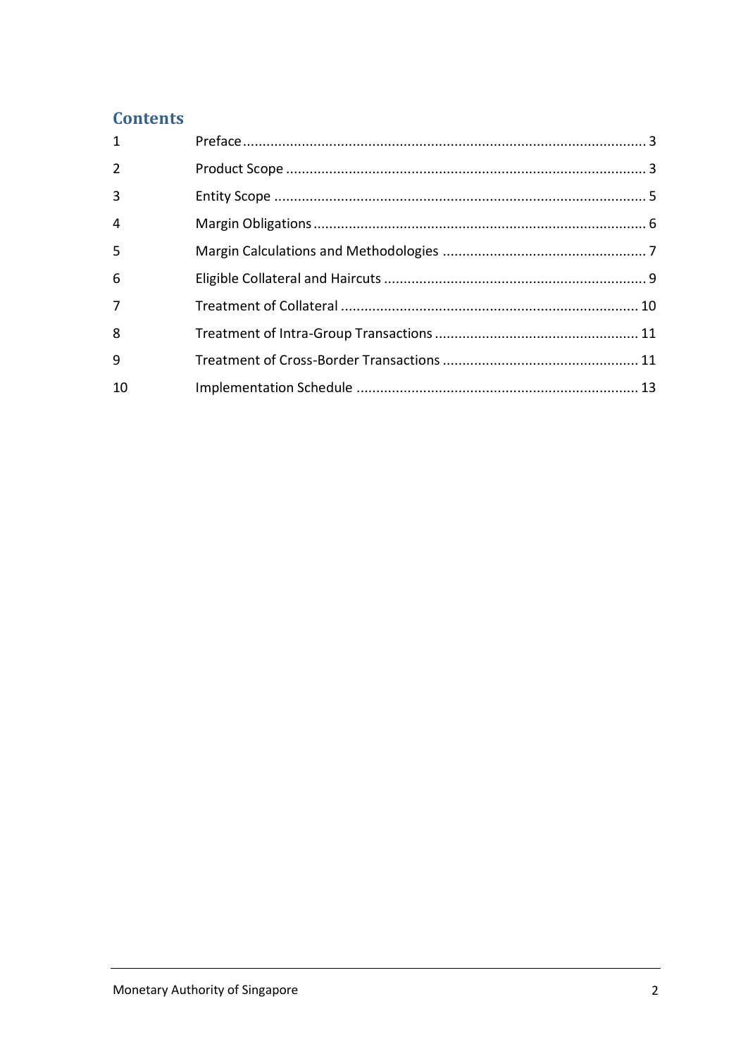## Contents

| | | |
|---|---|---|
| 1 | Preface | 3 |
| 2 | Product Scope | 3 |
| 3 | Entity Scope | 5 |
| 4 | Margin Obligations | 6 |
| 5 | Margin Calculations and Methodologies | 7 |
| 6 | Eligible Collateral and Haircuts | 9 |
| 7 | Treatment of Collateral | 10 |
| 8 | Treatment of Intra-Group Transactions | 11 |
| 9 | Treatment of Cross-Border Transactions | 11 |
| 10 | Implementation Schedule | 13 |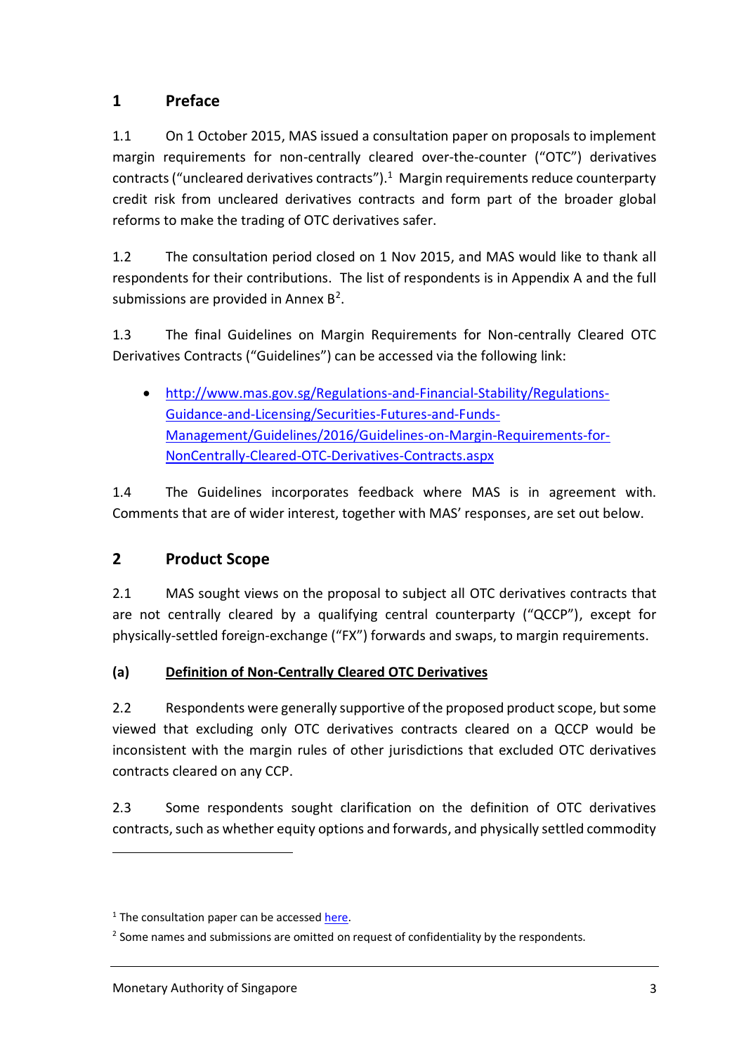## 1 Preface

1.1 On 1 October 2015, MAS issued a consultation paper on proposals to implement margin requirements for non-centrally cleared over-the-counter ("OTC") derivatives contracts ("uncleared derivatives contracts").[1] Margin requirements reduce counterparty credit risk from uncleared derivatives contracts and form part of the broader global reforms to make the trading of OTC derivatives safer.

1.2 The consultation period closed on 1 Nov 2015, and MAS would like to thank all respondents for their contributions. The list of respondents is in Appendix A and the full submissions are provided in Annex B[2].

1.3 The final Guidelines on Margin Requirements for Non-centrally Cleared OTC Derivatives Contracts ("Guidelines") can be accessed via the following link:

- http://www.mas.gov.sg/Regulations-and-Financial-Stability/Regulations-Guidance-and-Licensing/Securities-Futures-and-Funds-Management/Guidelines/2016/Guidelines-on-Margin-Requirements-for-NonCentrally-Cleared-OTC-Derivatives-Contracts.aspx

1.4 The Guidelines incorporates feedback where MAS is in agreement with. Comments that are of wider interest, together with MAS' responses, are set out below.

## 2 Product Scope

2.1 MAS sought views on the proposal to subject all OTC derivatives contracts that are not centrally cleared by a qualifying central counterparty ("QCCP"), except for physically-settled foreign-exchange ("FX") forwards and swaps, to margin requirements.

### (a) Definition of Non-Centrally Cleared OTC Derivatives

2.2 Respondents were generally supportive of the proposed product scope, but some viewed that excluding only OTC derivatives contracts cleared on a QCCP would be inconsistent with the margin rules of other jurisdictions that excluded OTC derivatives contracts cleared on any CCP.

2.3 Some respondents sought clarification on the definition of OTC derivatives contracts, such as whether equity options and forwards, and physically settled commodity

---

[1] The consultation paper can be accessed here.

[2] Some names and submissions are omitted on request of confidentiality by the respondents.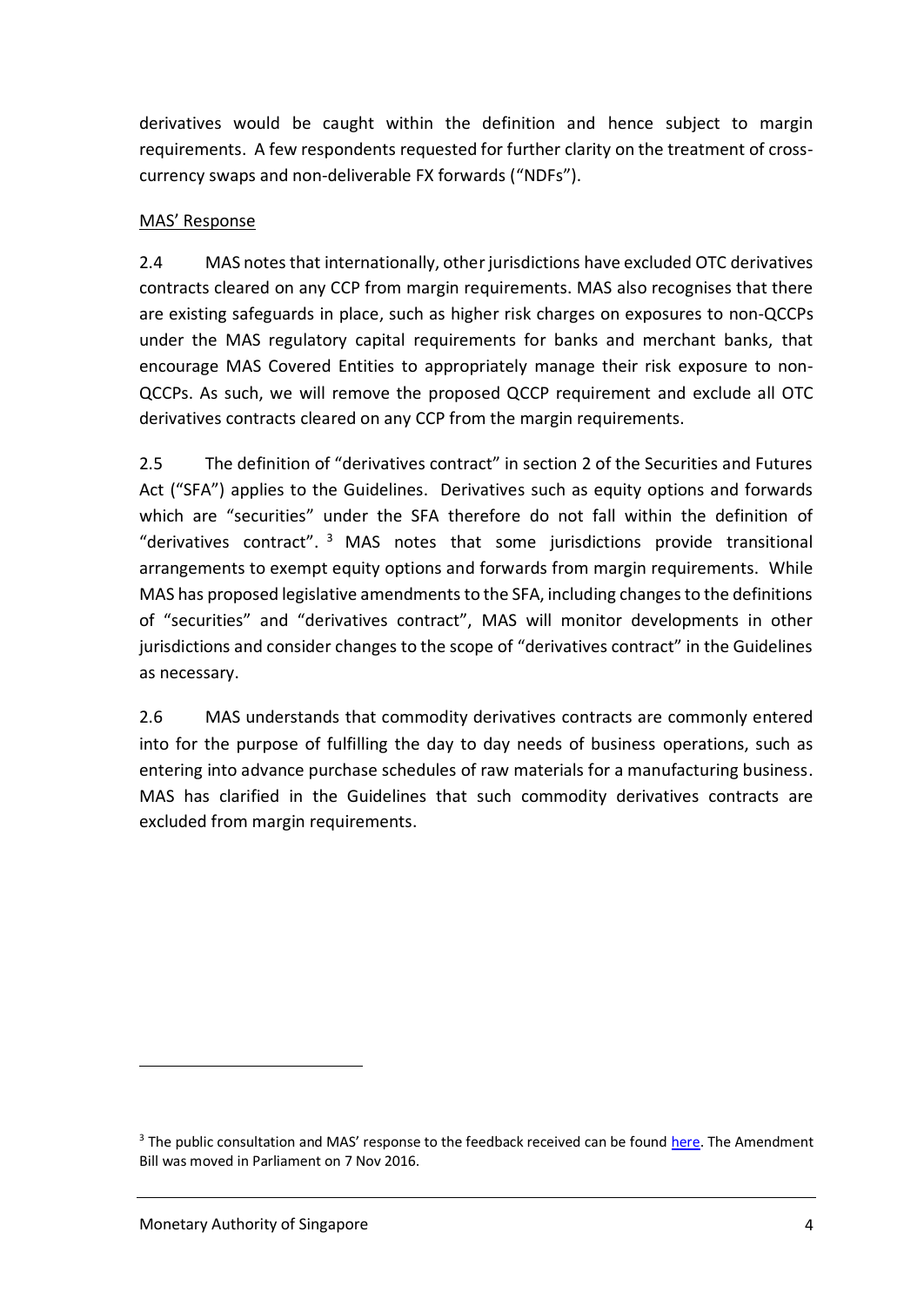derivatives would be caught within the definition and hence subject to margin requirements. A few respondents requested for further clarity on the treatment of cross-currency swaps and non-deliverable FX forwards ("NDFs").

MAS' Response

2.4 MAS notes that internationally, other jurisdictions have excluded OTC derivatives contracts cleared on any CCP from margin requirements. MAS also recognises that there are existing safeguards in place, such as higher risk charges on exposures to non-QCCPs under the MAS regulatory capital requirements for banks and merchant banks, that encourage MAS Covered Entities to appropriately manage their risk exposure to non-QCCPs. As such, we will remove the proposed QCCP requirement and exclude all OTC derivatives contracts cleared on any CCP from the margin requirements.

2.5 The definition of "derivatives contract" in section 2 of the Securities and Futures Act ("SFA") applies to the Guidelines. Derivatives such as equity options and forwards which are "securities" under the SFA therefore do not fall within the definition of "derivatives contract".[3] MAS notes that some jurisdictions provide transitional arrangements to exempt equity options and forwards from margin requirements. While MAS has proposed legislative amendments to the SFA, including changes to the definitions of "securities" and "derivatives contract", MAS will monitor developments in other jurisdictions and consider changes to the scope of "derivatives contract" in the Guidelines as necessary.

2.6 MAS understands that commodity derivatives contracts are commonly entered into for the purpose of fulfilling the day to day needs of business operations, such as entering into advance purchase schedules of raw materials for a manufacturing business. MAS has clarified in the Guidelines that such commodity derivatives contracts are excluded from margin requirements.

---

[3] The public consultation and MAS' response to the feedback received can be found here. The Amendment Bill was moved in Parliament on 7 Nov 2016.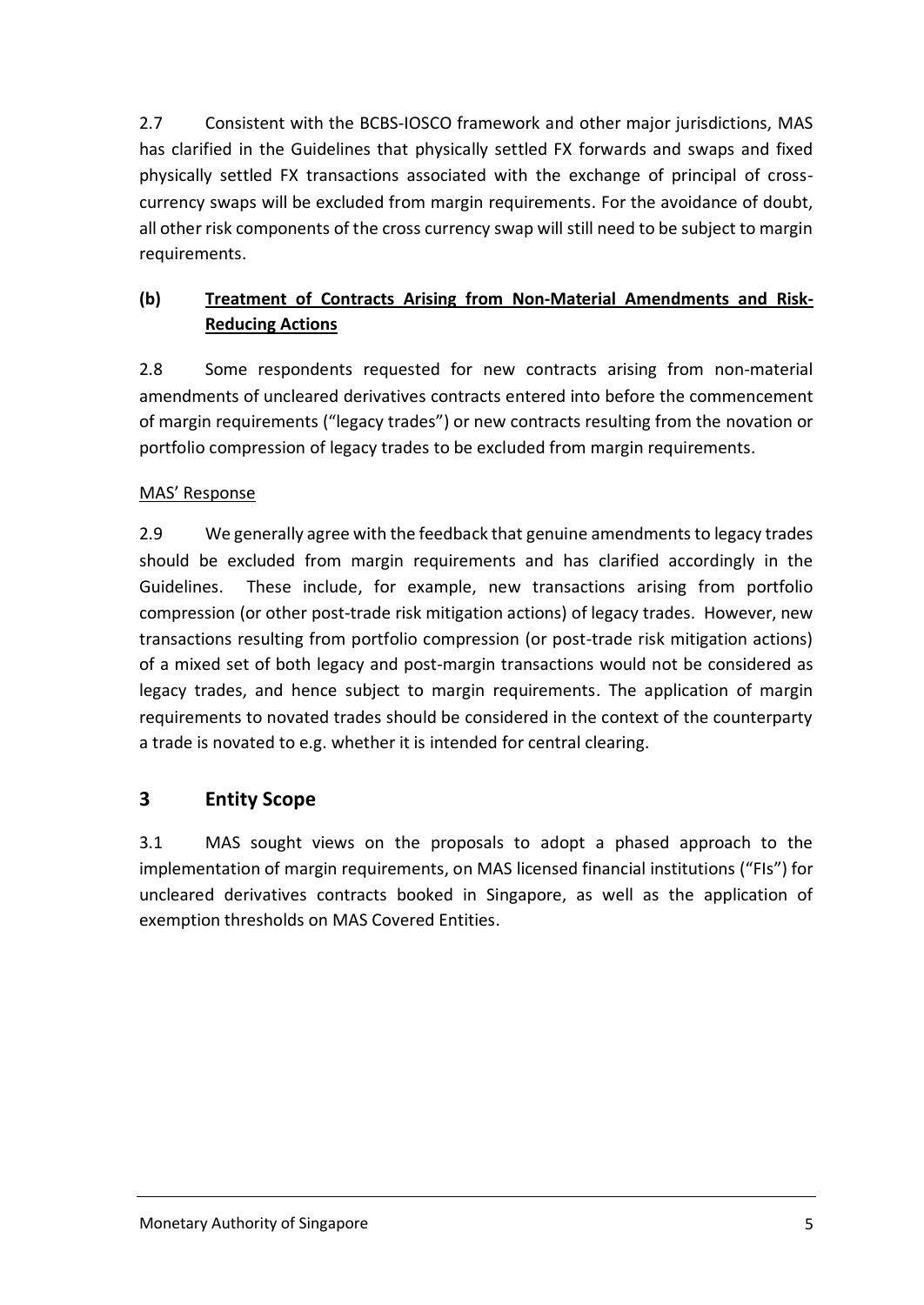2.7 Consistent with the BCBS-IOSCO framework and other major jurisdictions, MAS has clarified in the Guidelines that physically settled FX forwards and swaps and fixed physically settled FX transactions associated with the exchange of principal of cross-currency swaps will be excluded from margin requirements. For the avoidance of doubt, all other risk components of the cross currency swap will still need to be subject to margin requirements.

### (b) Treatment of Contracts Arising from Non-Material Amendments and Risk-Reducing Actions

2.8 Some respondents requested for new contracts arising from non-material amendments of uncleared derivatives contracts entered into before the commencement of margin requirements ("legacy trades") or new contracts resulting from the novation or portfolio compression of legacy trades to be excluded from margin requirements.

MAS' Response

2.9 We generally agree with the feedback that genuine amendments to legacy trades should be excluded from margin requirements and has clarified accordingly in the Guidelines. These include, for example, new transactions arising from portfolio compression (or other post-trade risk mitigation actions) of legacy trades. However, new transactions resulting from portfolio compression (or post-trade risk mitigation actions) of a mixed set of both legacy and post-margin transactions would not be considered as legacy trades, and hence subject to margin requirements. The application of margin requirements to novated trades should be considered in the context of the counterparty a trade is novated to e.g. whether it is intended for central clearing.

## 3 Entity Scope

3.1 MAS sought views on the proposals to adopt a phased approach to the implementation of margin requirements, on MAS licensed financial institutions ("FIs") for uncleared derivatives contracts booked in Singapore, as well as the application of exemption thresholds on MAS Covered Entities.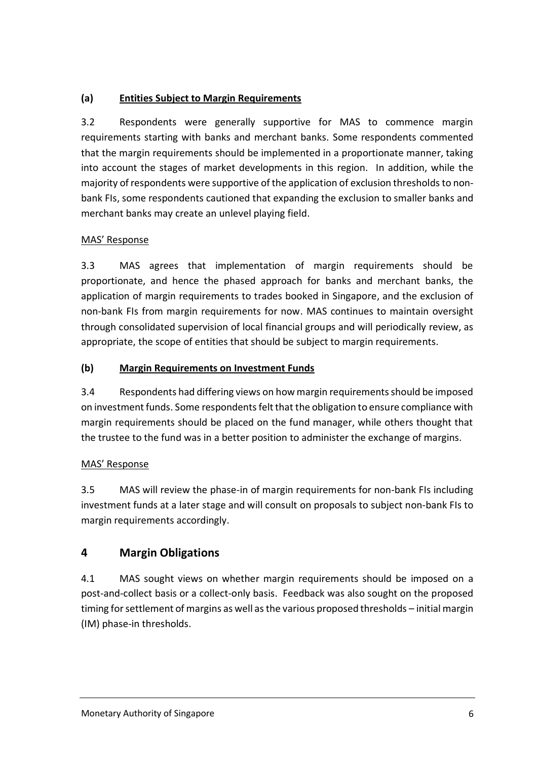### (a) **Entities Subject to Margin Requirements**

3.2 Respondents were generally supportive for MAS to commence margin requirements starting with banks and merchant banks. Some respondents commented that the margin requirements should be implemented in a proportionate manner, taking into account the stages of market developments in this region. In addition, while the majority of respondents were supportive of the application of exclusion thresholds to non-bank FIs, some respondents cautioned that expanding the exclusion to smaller banks and merchant banks may create an unlevel playing field.

MAS' Response

3.3 MAS agrees that implementation of margin requirements should be proportionate, and hence the phased approach for banks and merchant banks, the application of margin requirements to trades booked in Singapore, and the exclusion of non-bank FIs from margin requirements for now. MAS continues to maintain oversight through consolidated supervision of local financial groups and will periodically review, as appropriate, the scope of entities that should be subject to margin requirements.

### (b) **Margin Requirements on Investment Funds**

3.4 Respondents had differing views on how margin requirements should be imposed on investment funds. Some respondents felt that the obligation to ensure compliance with margin requirements should be placed on the fund manager, while others thought that the trustee to the fund was in a better position to administer the exchange of margins.

MAS' Response

3.5 MAS will review the phase-in of margin requirements for non-bank FIs including investment funds at a later stage and will consult on proposals to subject non-bank FIs to margin requirements accordingly.

## 4 Margin Obligations

4.1 MAS sought views on whether margin requirements should be imposed on a post-and-collect basis or a collect-only basis. Feedback was also sought on the proposed timing for settlement of margins as well as the various proposed thresholds – initial margin (IM) phase-in thresholds.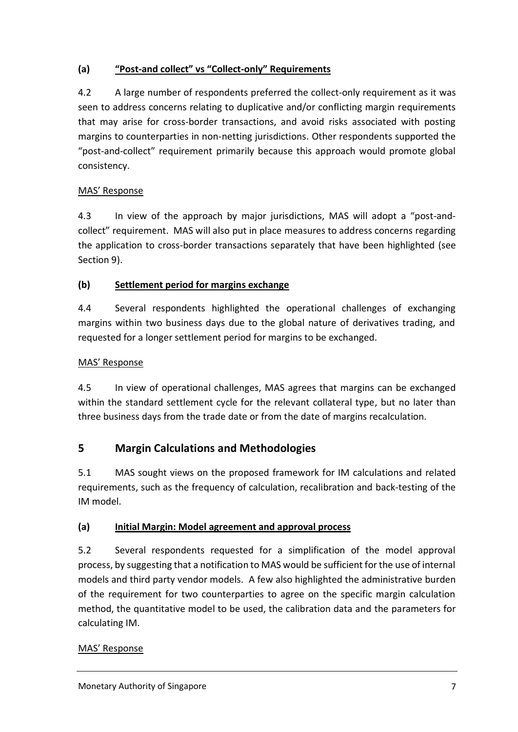### (a) "Post-and collect" vs "Collect-only" Requirements

4.2 A large number of respondents preferred the collect-only requirement as it was seen to address concerns relating to duplicative and/or conflicting margin requirements that may arise for cross-border transactions, and avoid risks associated with posting margins to counterparties in non-netting jurisdictions. Other respondents supported the "post-and-collect" requirement primarily because this approach would promote global consistency.

MAS' Response

4.3 In view of the approach by major jurisdictions, MAS will adopt a "post-and-collect" requirement. MAS will also put in place measures to address concerns regarding the application to cross-border transactions separately that have been highlighted (see Section 9).

### (b) Settlement period for margins exchange

4.4 Several respondents highlighted the operational challenges of exchanging margins within two business days due to the global nature of derivatives trading, and requested for a longer settlement period for margins to be exchanged.

MAS' Response

4.5 In view of operational challenges, MAS agrees that margins can be exchanged within the standard settlement cycle for the relevant collateral type, but no later than three business days from the trade date or from the date of margins recalculation.

## 5 Margin Calculations and Methodologies

5.1 MAS sought views on the proposed framework for IM calculations and related requirements, such as the frequency of calculation, recalibration and back-testing of the IM model.

### (a) Initial Margin: Model agreement and approval process

5.2 Several respondents requested for a simplification of the model approval process, by suggesting that a notification to MAS would be sufficient for the use of internal models and third party vendor models. A few also highlighted the administrative burden of the requirement for two counterparties to agree on the specific margin calculation method, the quantitative model to be used, the calibration data and the parameters for calculating IM.

MAS' Response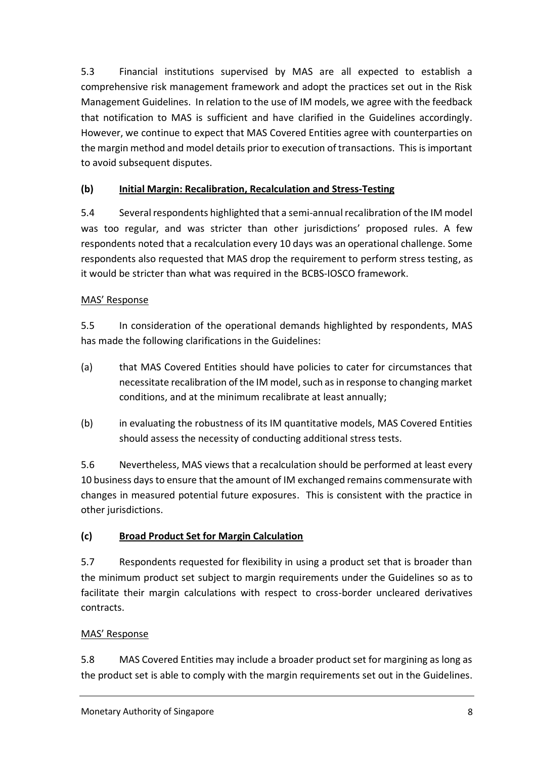5.3 Financial institutions supervised by MAS are all expected to establish a comprehensive risk management framework and adopt the practices set out in the Risk Management Guidelines. In relation to the use of IM models, we agree with the feedback that notification to MAS is sufficient and have clarified in the Guidelines accordingly. However, we continue to expect that MAS Covered Entities agree with counterparties on the margin method and model details prior to execution of transactions. This is important to avoid subsequent disputes.

### (b) Initial Margin: Recalibration, Recalculation and Stress-Testing

5.4 Several respondents highlighted that a semi-annual recalibration of the IM model was too regular, and was stricter than other jurisdictions' proposed rules. A few respondents noted that a recalculation every 10 days was an operational challenge. Some respondents also requested that MAS drop the requirement to perform stress testing, as it would be stricter than what was required in the BCBS-IOSCO framework.

MAS' Response

5.5 In consideration of the operational demands highlighted by respondents, MAS has made the following clarifications in the Guidelines:

(a) that MAS Covered Entities should have policies to cater for circumstances that necessitate recalibration of the IM model, such as in response to changing market conditions, and at the minimum recalibrate at least annually;

(b) in evaluating the robustness of its IM quantitative models, MAS Covered Entities should assess the necessity of conducting additional stress tests.

5.6 Nevertheless, MAS views that a recalculation should be performed at least every 10 business days to ensure that the amount of IM exchanged remains commensurate with changes in measured potential future exposures. This is consistent with the practice in other jurisdictions.

### (c) Broad Product Set for Margin Calculation

5.7 Respondents requested for flexibility in using a product set that is broader than the minimum product set subject to margin requirements under the Guidelines so as to facilitate their margin calculations with respect to cross-border uncleared derivatives contracts.

MAS' Response

5.8 MAS Covered Entities may include a broader product set for margining as long as the product set is able to comply with the margin requirements set out in the Guidelines.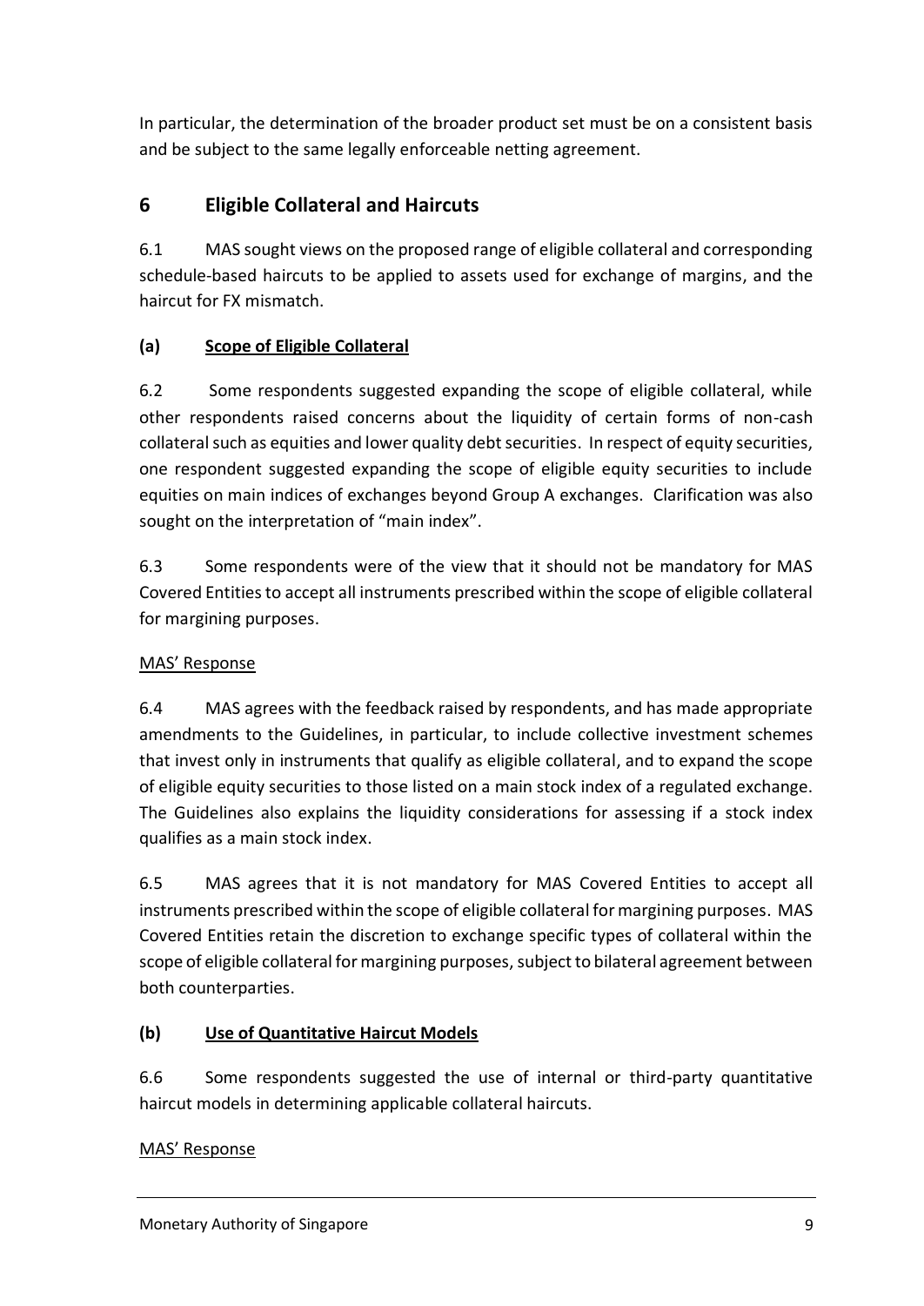In particular, the determination of the broader product set must be on a consistent basis and be subject to the same legally enforceable netting agreement.

## 6 Eligible Collateral and Haircuts

6.1 MAS sought views on the proposed range of eligible collateral and corresponding schedule-based haircuts to be applied to assets used for exchange of margins, and the haircut for FX mismatch.

### (a) Scope of Eligible Collateral

6.2 Some respondents suggested expanding the scope of eligible collateral, while other respondents raised concerns about the liquidity of certain forms of non-cash collateral such as equities and lower quality debt securities. In respect of equity securities, one respondent suggested expanding the scope of eligible equity securities to include equities on main indices of exchanges beyond Group A exchanges. Clarification was also sought on the interpretation of "main index".

6.3 Some respondents were of the view that it should not be mandatory for MAS Covered Entities to accept all instruments prescribed within the scope of eligible collateral for margining purposes.

MAS' Response

6.4 MAS agrees with the feedback raised by respondents, and has made appropriate amendments to the Guidelines, in particular, to include collective investment schemes that invest only in instruments that qualify as eligible collateral, and to expand the scope of eligible equity securities to those listed on a main stock index of a regulated exchange. The Guidelines also explains the liquidity considerations for assessing if a stock index qualifies as a main stock index.

6.5 MAS agrees that it is not mandatory for MAS Covered Entities to accept all instruments prescribed within the scope of eligible collateral for margining purposes. MAS Covered Entities retain the discretion to exchange specific types of collateral within the scope of eligible collateral for margining purposes, subject to bilateral agreement between both counterparties.

### (b) Use of Quantitative Haircut Models

6.6 Some respondents suggested the use of internal or third-party quantitative haircut models in determining applicable collateral haircuts.

MAS' Response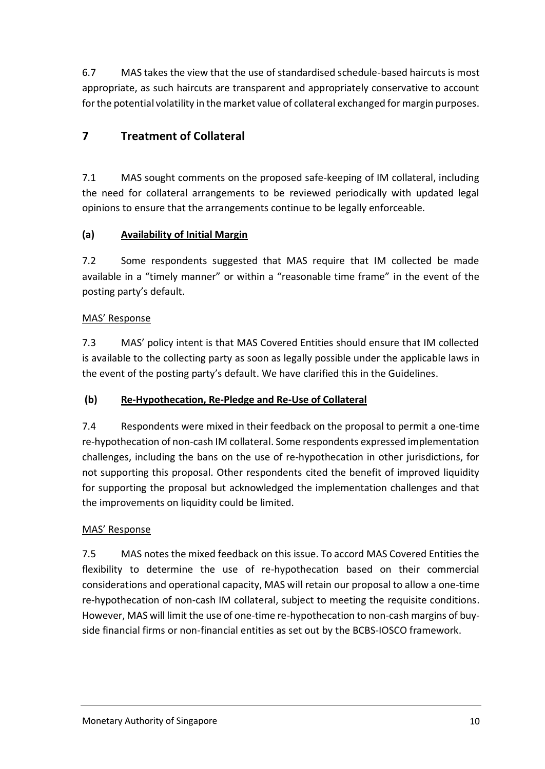6.7 MAS takes the view that the use of standardised schedule-based haircuts is most appropriate, as such haircuts are transparent and appropriately conservative to account for the potential volatility in the market value of collateral exchanged for margin purposes.

## 7 Treatment of Collateral

7.1 MAS sought comments on the proposed safe-keeping of IM collateral, including the need for collateral arrangements to be reviewed periodically with updated legal opinions to ensure that the arrangements continue to be legally enforceable.

### (a) Availability of Initial Margin

7.2 Some respondents suggested that MAS require that IM collected be made available in a "timely manner" or within a "reasonable time frame" in the event of the posting party's default.

MAS' Response

7.3 MAS' policy intent is that MAS Covered Entities should ensure that IM collected is available to the collecting party as soon as legally possible under the applicable laws in the event of the posting party's default. We have clarified this in the Guidelines.

### (b) Re-Hypothecation, Re-Pledge and Re-Use of Collateral

7.4 Respondents were mixed in their feedback on the proposal to permit a one-time re-hypothecation of non-cash IM collateral. Some respondents expressed implementation challenges, including the bans on the use of re-hypothecation in other jurisdictions, for not supporting this proposal. Other respondents cited the benefit of improved liquidity for supporting the proposal but acknowledged the implementation challenges and that the improvements on liquidity could be limited.

MAS' Response

7.5 MAS notes the mixed feedback on this issue. To accord MAS Covered Entities the flexibility to determine the use of re-hypothecation based on their commercial considerations and operational capacity, MAS will retain our proposal to allow a one-time re-hypothecation of non-cash IM collateral, subject to meeting the requisite conditions. However, MAS will limit the use of one-time re-hypothecation to non-cash margins of buy-side financial firms or non-financial entities as set out by the BCBS-IOSCO framework.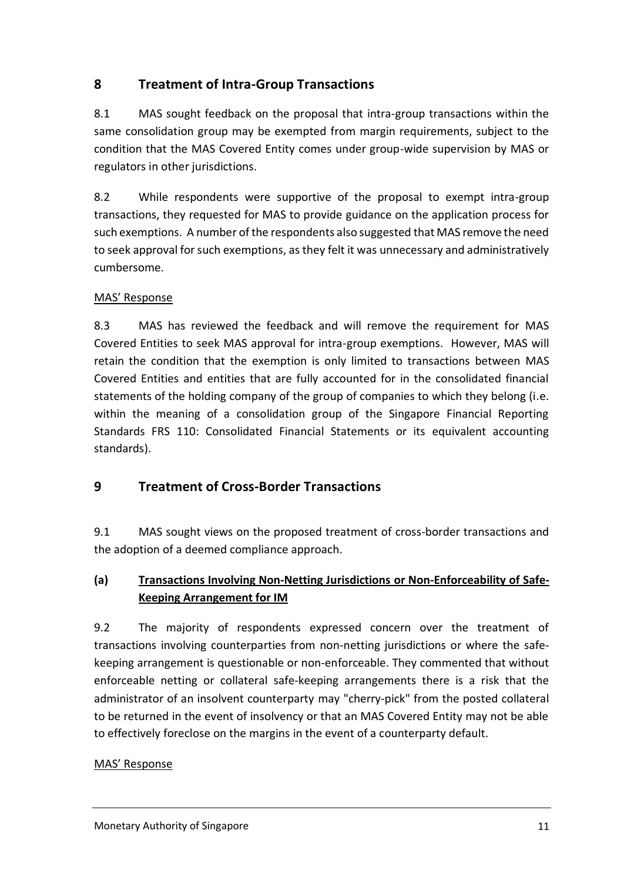## 8 Treatment of Intra-Group Transactions

8.1 MAS sought feedback on the proposal that intra-group transactions within the same consolidation group may be exempted from margin requirements, subject to the condition that the MAS Covered Entity comes under group-wide supervision by MAS or regulators in other jurisdictions.

8.2 While respondents were supportive of the proposal to exempt intra-group transactions, they requested for MAS to provide guidance on the application process for such exemptions. A number of the respondents also suggested that MAS remove the need to seek approval for such exemptions, as they felt it was unnecessary and administratively cumbersome.

MAS' Response

8.3 MAS has reviewed the feedback and will remove the requirement for MAS Covered Entities to seek MAS approval for intra-group exemptions. However, MAS will retain the condition that the exemption is only limited to transactions between MAS Covered Entities and entities that are fully accounted for in the consolidated financial statements of the holding company of the group of companies to which they belong (i.e. within the meaning of a consolidation group of the Singapore Financial Reporting Standards FRS 110: Consolidated Financial Statements or its equivalent accounting standards).

## 9 Treatment of Cross-Border Transactions

9.1 MAS sought views on the proposed treatment of cross-border transactions and the adoption of a deemed compliance approach.

### (a) Transactions Involving Non-Netting Jurisdictions or Non-Enforceability of Safe-Keeping Arrangement for IM

9.2 The majority of respondents expressed concern over the treatment of transactions involving counterparties from non-netting jurisdictions or where the safe-keeping arrangement is questionable or non-enforceable. They commented that without enforceable netting or collateral safe-keeping arrangements there is a risk that the administrator of an insolvent counterparty may "cherry-pick" from the posted collateral to be returned in the event of insolvency or that an MAS Covered Entity may not be able to effectively foreclose on the margins in the event of a counterparty default.

MAS' Response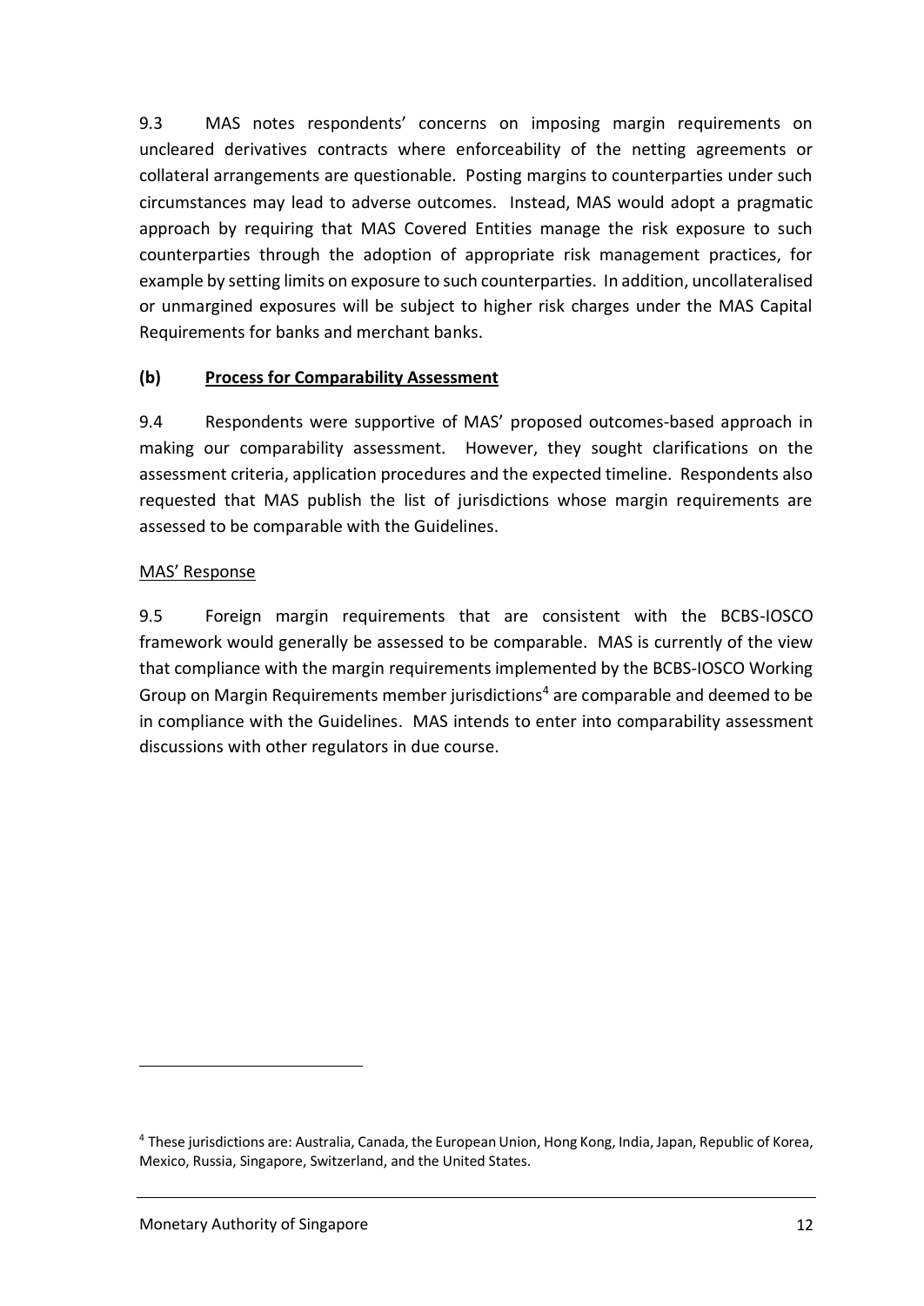9.3 MAS notes respondents' concerns on imposing margin requirements on uncleared derivatives contracts where enforceability of the netting agreements or collateral arrangements are questionable. Posting margins to counterparties under such circumstances may lead to adverse outcomes. Instead, MAS would adopt a pragmatic approach by requiring that MAS Covered Entities manage the risk exposure to such counterparties through the adoption of appropriate risk management practices, for example by setting limits on exposure to such counterparties. In addition, uncollateralised or unmargined exposures will be subject to higher risk charges under the MAS Capital Requirements for banks and merchant banks.

### (b) <u>Process for Comparability Assessment</u>

9.4 Respondents were supportive of MAS' proposed outcomes-based approach in making our comparability assessment. However, they sought clarifications on the assessment criteria, application procedures and the expected timeline. Respondents also requested that MAS publish the list of jurisdictions whose margin requirements are assessed to be comparable with the Guidelines.

<u>MAS' Response</u>

9.5 Foreign margin requirements that are consistent with the BCBS-IOSCO framework would generally be assessed to be comparable. MAS is currently of the view that compliance with the margin requirements implemented by the BCBS-IOSCO Working Group on Margin Requirements member jurisdictions[4] are comparable and deemed to be in compliance with the Guidelines. MAS intends to enter into comparability assessment discussions with other regulators in due course.

---

[4] These jurisdictions are: Australia, Canada, the European Union, Hong Kong, India, Japan, Republic of Korea, Mexico, Russia, Singapore, Switzerland, and the United States.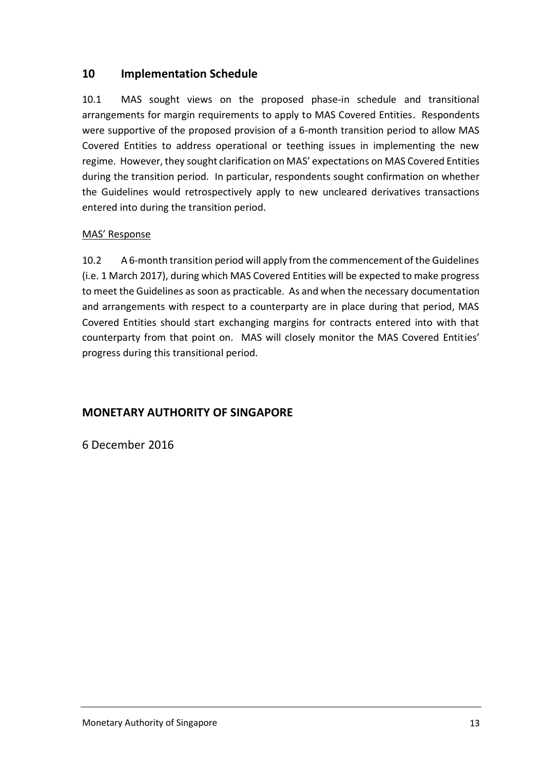## 10 Implementation Schedule

10.1 MAS sought views on the proposed phase-in schedule and transitional arrangements for margin requirements to apply to MAS Covered Entities. Respondents were supportive of the proposed provision of a 6-month transition period to allow MAS Covered Entities to address operational or teething issues in implementing the new regime. However, they sought clarification on MAS' expectations on MAS Covered Entities during the transition period. In particular, respondents sought confirmation on whether the Guidelines would retrospectively apply to new uncleared derivatives transactions entered into during the transition period.

MAS' Response

10.2 A 6-month transition period will apply from the commencement of the Guidelines (i.e. 1 March 2017), during which MAS Covered Entities will be expected to make progress to meet the Guidelines as soon as practicable. As and when the necessary documentation and arrangements with respect to a counterparty are in place during that period, MAS Covered Entities should start exchanging margins for contracts entered into with that counterparty from that point on. MAS will closely monitor the MAS Covered Entities' progress during this transitional period.

**MONETARY AUTHORITY OF SINGAPORE**

6 December 2016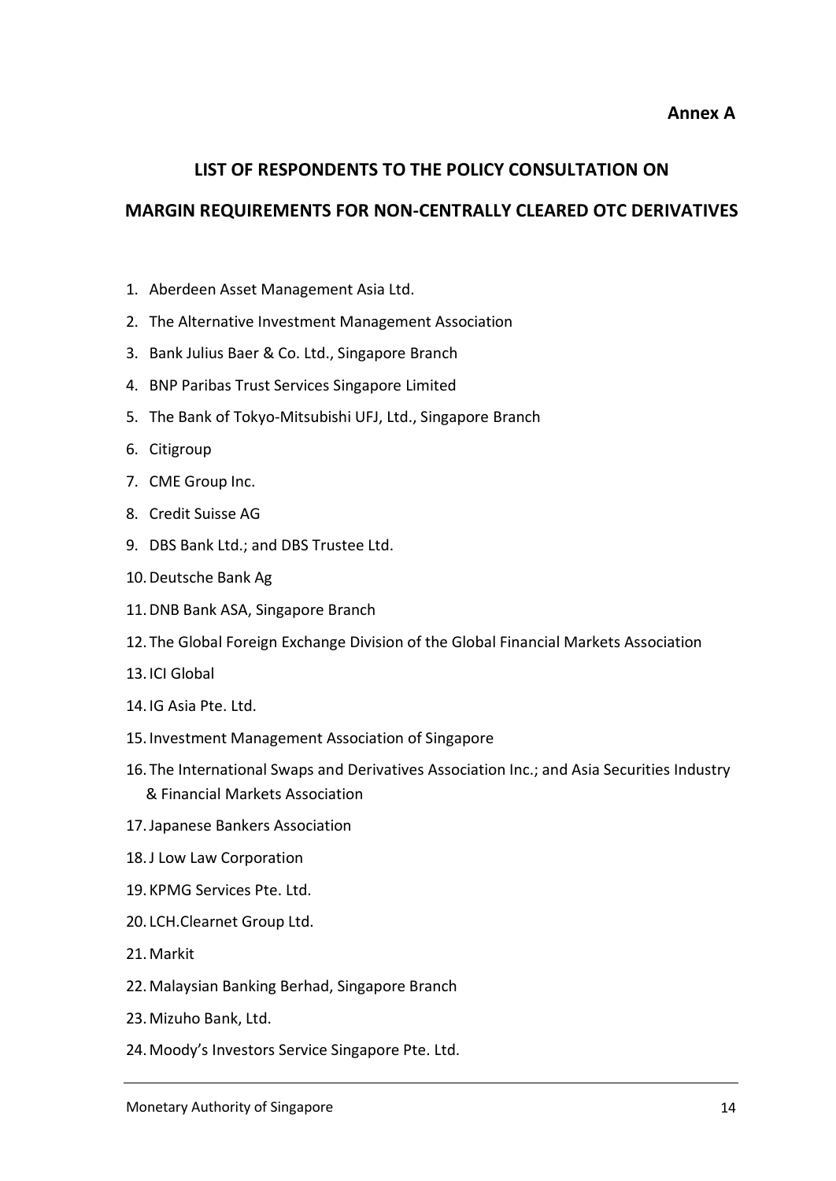**Annex A**

## LIST OF RESPONDENTS TO THE POLICY CONSULTATION ON MARGIN REQUIREMENTS FOR NON-CENTRALLY CLEARED OTC DERIVATIVES

1. Aberdeen Asset Management Asia Ltd.
2. The Alternative Investment Management Association
3. Bank Julius Baer & Co. Ltd., Singapore Branch
4. BNP Paribas Trust Services Singapore Limited
5. The Bank of Tokyo-Mitsubishi UFJ, Ltd., Singapore Branch
6. Citigroup
7. CME Group Inc.
8. Credit Suisse AG
9. DBS Bank Ltd.; and DBS Trustee Ltd.
10. Deutsche Bank Ag
11. DNB Bank ASA, Singapore Branch
12. The Global Foreign Exchange Division of the Global Financial Markets Association
13. ICI Global
14. IG Asia Pte. Ltd.
15. Investment Management Association of Singapore
16. The International Swaps and Derivatives Association Inc.; and Asia Securities Industry & Financial Markets Association
17. Japanese Bankers Association
18. J Low Law Corporation
19. KPMG Services Pte. Ltd.
20. LCH.Clearnet Group Ltd.
21. Markit
22. Malaysian Banking Berhad, Singapore Branch
23. Mizuho Bank, Ltd.
24. Moody's Investors Service Singapore Pte. Ltd.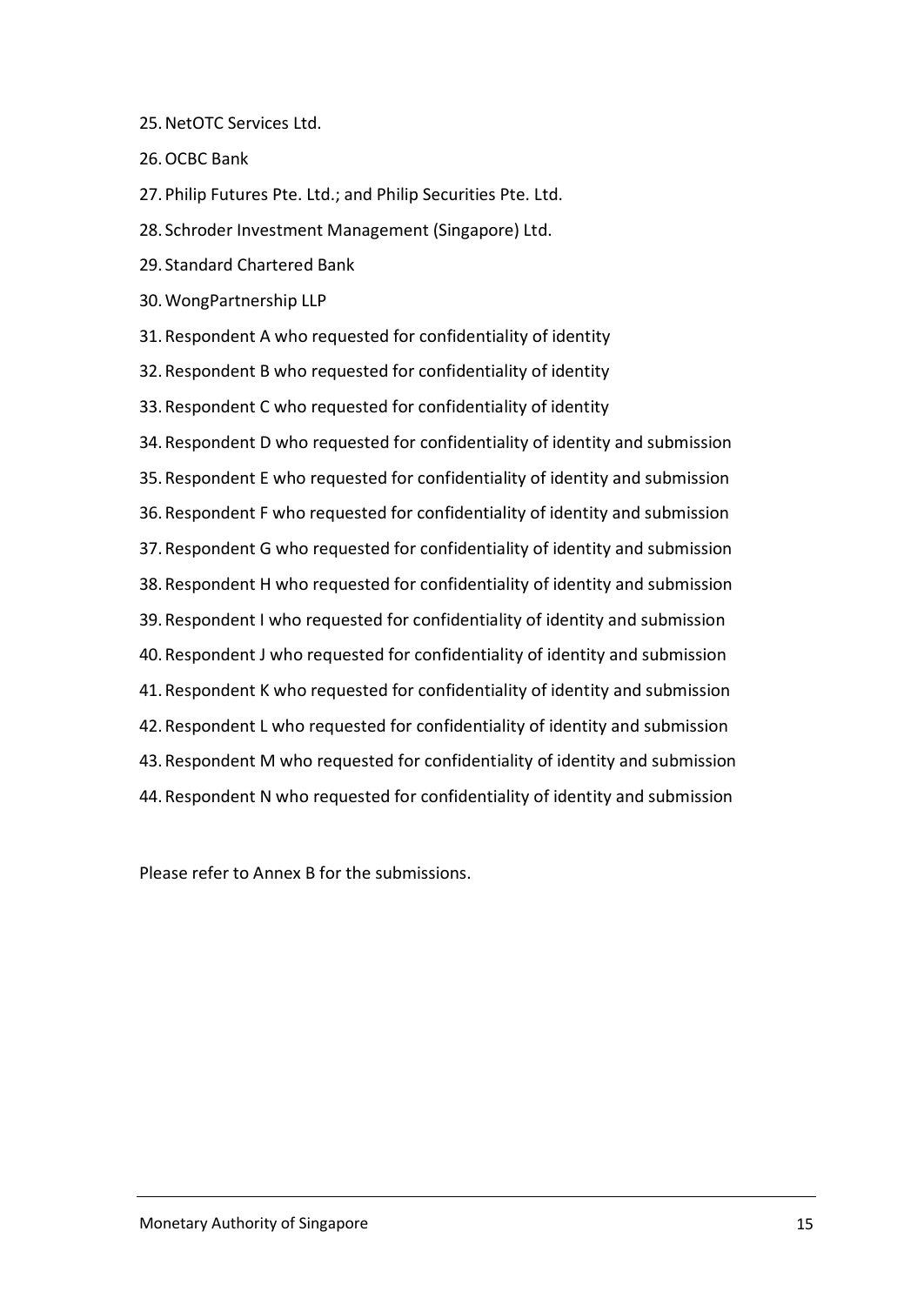25. NetOTC Services Ltd.
26. OCBC Bank
27. Philip Futures Pte. Ltd.; and Philip Securities Pte. Ltd.
28. Schroder Investment Management (Singapore) Ltd.
29. Standard Chartered Bank
30. WongPartnership LLP
31. Respondent A who requested for confidentiality of identity
32. Respondent B who requested for confidentiality of identity
33. Respondent C who requested for confidentiality of identity
34. Respondent D who requested for confidentiality of identity and submission
35. Respondent E who requested for confidentiality of identity and submission
36. Respondent F who requested for confidentiality of identity and submission
37. Respondent G who requested for confidentiality of identity and submission
38. Respondent H who requested for confidentiality of identity and submission
39. Respondent I who requested for confidentiality of identity and submission
40. Respondent J who requested for confidentiality of identity and submission
41. Respondent K who requested for confidentiality of identity and submission
42. Respondent L who requested for confidentiality of identity and submission
43. Respondent M who requested for confidentiality of identity and submission
44. Respondent N who requested for confidentiality of identity and submission

Please refer to Annex B for the submissions.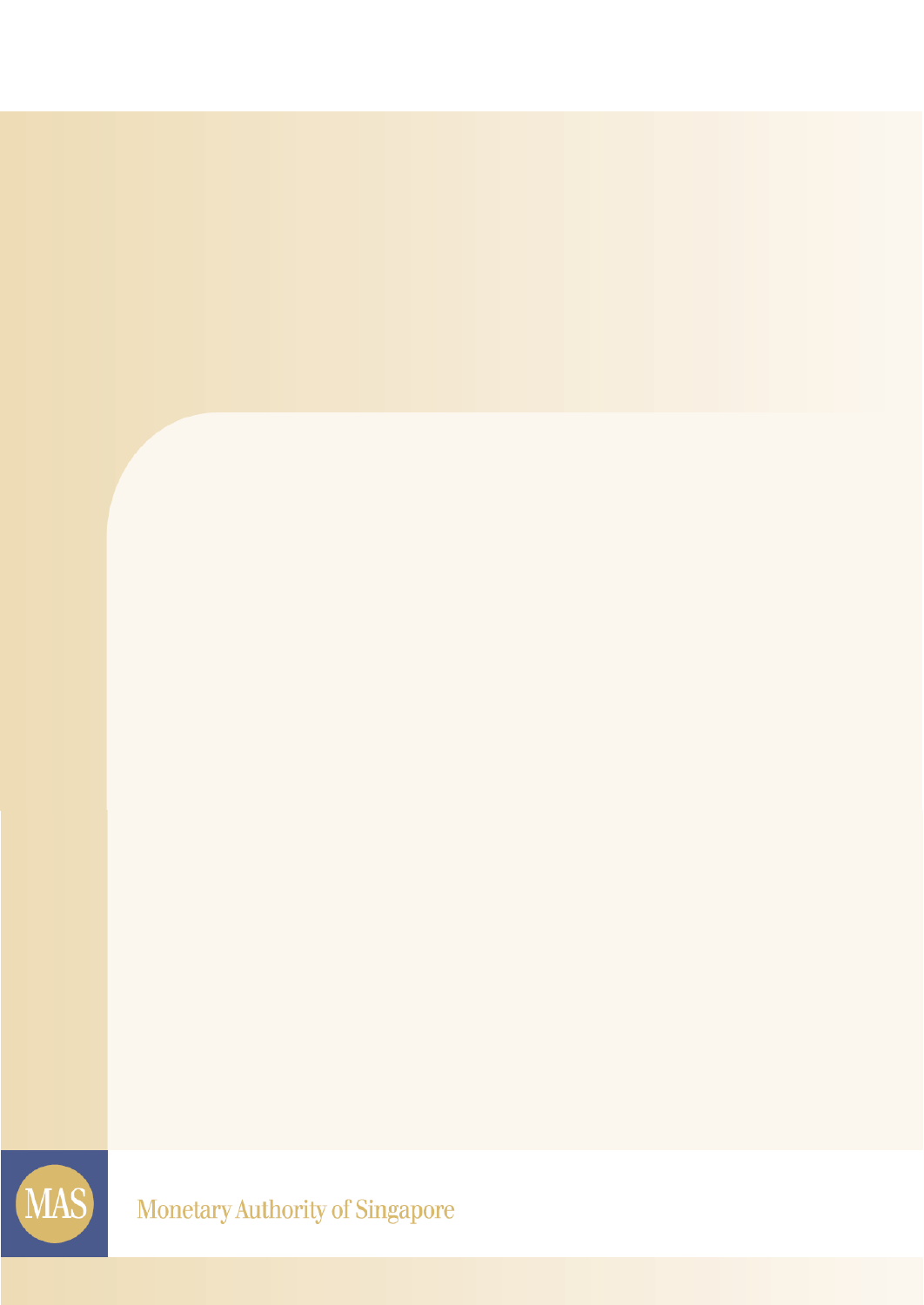Monetary Authority of Singapore